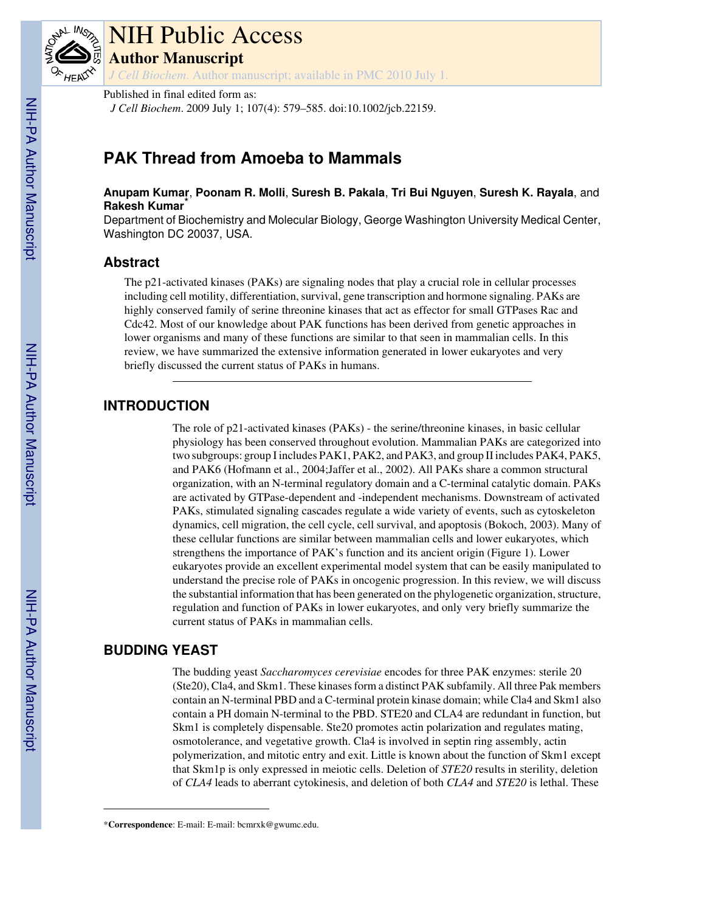# NIH Public Access

## Author Manuscript

*J Cell Biochem*. Author manuscript; available in PMC 2010 July 1.

Published in final edited form as:
*J Cell Biochem*. 2009 July 1; 107(4): 579–585. doi:10.1002/jcb.22159.

# PAK Thread from Amoeba to Mammals

**Anupam Kumar**, **Poonam R. Molli**, **Suresh B. Pakala**, **Tri Bui Nguyen**, **Suresh K. Rayala**, and **Rakesh Kumar**[*]

Department of Biochemistry and Molecular Biology, George Washington University Medical Center, Washington DC 20037, USA.

## Abstract

The p21-activated kinases (PAKs) are signaling nodes that play a crucial role in cellular processes including cell motility, differentiation, survival, gene transcription and hormone signaling. PAKs are highly conserved family of serine threonine kinases that act as effector for small GTPases Rac and Cdc42. Most of our knowledge about PAK functions has been derived from genetic approaches in lower organisms and many of these functions are similar to that seen in mammalian cells. In this review, we have summarized the extensive information generated in lower eukaryotes and very briefly discussed the current status of PAKs in humans.

## INTRODUCTION

The role of p21-activated kinases (PAKs) - the serine/threonine kinases, in basic cellular physiology has been conserved throughout evolution. Mammalian PAKs are categorized into two subgroups: group I includes PAK1, PAK2, and PAK3, and group II includes PAK4, PAK5, and PAK6 (Hofmann et al., 2004;Jaffer et al., 2002). All PAKs share a common structural organization, with an N-terminal regulatory domain and a C-terminal catalytic domain. PAKs are activated by GTPase-dependent and -independent mechanisms. Downstream of activated PAKs, stimulated signaling cascades regulate a wide variety of events, such as cytoskeleton dynamics, cell migration, the cell cycle, cell survival, and apoptosis (Bokoch, 2003). Many of these cellular functions are similar between mammalian cells and lower eukaryotes, which strengthens the importance of PAK's function and its ancient origin (Figure 1). Lower eukaryotes provide an excellent experimental model system that can be easily manipulated to understand the precise role of PAKs in oncogenic progression. In this review, we will discuss the substantial information that has been generated on the phylogenetic organization, structure, regulation and function of PAKs in lower eukaryotes, and only very briefly summarize the current status of PAKs in mammalian cells.

## BUDDING YEAST

The budding yeast *Saccharomyces cerevisiae* encodes for three PAK enzymes: sterile 20 (Ste20), Cla4, and Skm1. These kinases form a distinct PAK subfamily. All three Pak members contain an N-terminal PBD and a C-terminal protein kinase domain; while Cla4 and Skm1 also contain a PH domain N-terminal to the PBD. STE20 and CLA4 are redundant in function, but Skm1 is completely dispensable. Ste20 promotes actin polarization and regulates mating, osmotolerance, and vegetative growth. Cla4 is involved in septin ring assembly, actin polymerization, and mitotic entry and exit. Little is known about the function of Skm1 except that Skm1p is only expressed in meiotic cells. Deletion of *STE20* results in sterility, deletion of *CLA4* leads to aberrant cytokinesis, and deletion of both *CLA4* and *STE20* is lethal. These

---

[*]**Correspondence**: E-mail: E-mail: bcmrxk@gwumc.edu.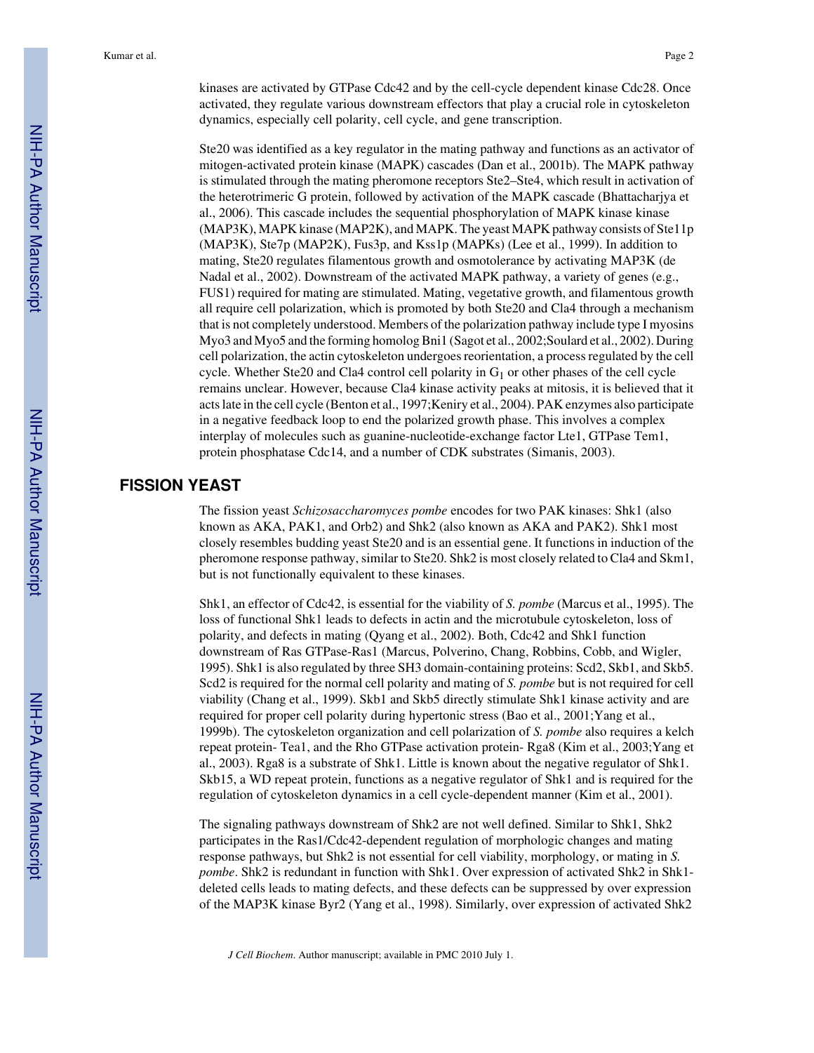kinases are activated by GTPase Cdc42 and by the cell-cycle dependent kinase Cdc28. Once activated, they regulate various downstream effectors that play a crucial role in cytoskeleton dynamics, especially cell polarity, cell cycle, and gene transcription.

Ste20 was identified as a key regulator in the mating pathway and functions as an activator of mitogen-activated protein kinase (MAPK) cascades (Dan et al., 2001b). The MAPK pathway is stimulated through the mating pheromone receptors Ste2–Ste4, which result in activation of the heterotrimeric G protein, followed by activation of the MAPK cascade (Bhattacharjya et al., 2006). This cascade includes the sequential phosphorylation of MAPK kinase kinase (MAP3K), MAPK kinase (MAP2K), and MAPK. The yeast MAPK pathway consists of Ste11p (MAP3K), Ste7p (MAP2K), Fus3p, and Kss1p (MAPKs) (Lee et al., 1999). In addition to mating, Ste20 regulates filamentous growth and osmotolerance by activating MAP3K (de Nadal et al., 2002). Downstream of the activated MAPK pathway, a variety of genes (e.g., FUS1) required for mating are stimulated. Mating, vegetative growth, and filamentous growth all require cell polarization, which is promoted by both Ste20 and Cla4 through a mechanism that is not completely understood. Members of the polarization pathway include type I myosins Myo3 and Myo5 and the forming homolog Bni1 (Sagot et al., 2002;Soulard et al., 2002). During cell polarization, the actin cytoskeleton undergoes reorientation, a process regulated by the cell cycle. Whether Ste20 and Cla4 control cell polarity in $G_1$ or other phases of the cell cycle remains unclear. However, because Cla4 kinase activity peaks at mitosis, it is believed that it acts late in the cell cycle (Benton et al., 1997;Keniry et al., 2004). PAK enzymes also participate in a negative feedback loop to end the polarized growth phase. This involves a complex interplay of molecules such as guanine-nucleotide-exchange factor Lte1, GTPase Tem1, protein phosphatase Cdc14, and a number of CDK substrates (Simanis, 2003).

## FISSION YEAST

The fission yeast *Schizosaccharomyces pombe* encodes for two PAK kinases: Shk1 (also known as AKA, PAK1, and Orb2) and Shk2 (also known as AKA and PAK2). Shk1 most closely resembles budding yeast Ste20 and is an essential gene. It functions in induction of the pheromone response pathway, similar to Ste20. Shk2 is most closely related to Cla4 and Skm1, but is not functionally equivalent to these kinases.

Shk1, an effector of Cdc42, is essential for the viability of *S. pombe* (Marcus et al., 1995). The loss of functional Shk1 leads to defects in actin and the microtubule cytoskeleton, loss of polarity, and defects in mating (Qyang et al., 2002). Both, Cdc42 and Shk1 function downstream of Ras GTPase-Ras1 (Marcus, Polverino, Chang, Robbins, Cobb, and Wigler, 1995). Shk1 is also regulated by three SH3 domain-containing proteins: Scd2, Skb1, and Skb5. Scd2 is required for the normal cell polarity and mating of *S. pombe* but is not required for cell viability (Chang et al., 1999). Skb1 and Skb5 directly stimulate Shk1 kinase activity and are required for proper cell polarity during hypertonic stress (Bao et al., 2001;Yang et al., 1999b). The cytoskeleton organization and cell polarization of *S. pombe* also requires a kelch repeat protein- Tea1, and the Rho GTPase activation protein- Rga8 (Kim et al., 2003;Yang et al., 2003). Rga8 is a substrate of Shk1. Little is known about the negative regulator of Shk1. Skb15, a WD repeat protein, functions as a negative regulator of Shk1 and is required for the regulation of cytoskeleton dynamics in a cell cycle-dependent manner (Kim et al., 2001).

The signaling pathways downstream of Shk2 are not well defined. Similar to Shk1, Shk2 participates in the Ras1/Cdc42-dependent regulation of morphologic changes and mating response pathways, but Shk2 is not essential for cell viability, morphology, or mating in *S. pombe*. Shk2 is redundant in function with Shk1. Over expression of activated Shk2 in Shk1-deleted cells leads to mating defects, and these defects can be suppressed by over expression of the MAP3K kinase Byr2 (Yang et al., 1998). Similarly, over expression of activated Shk2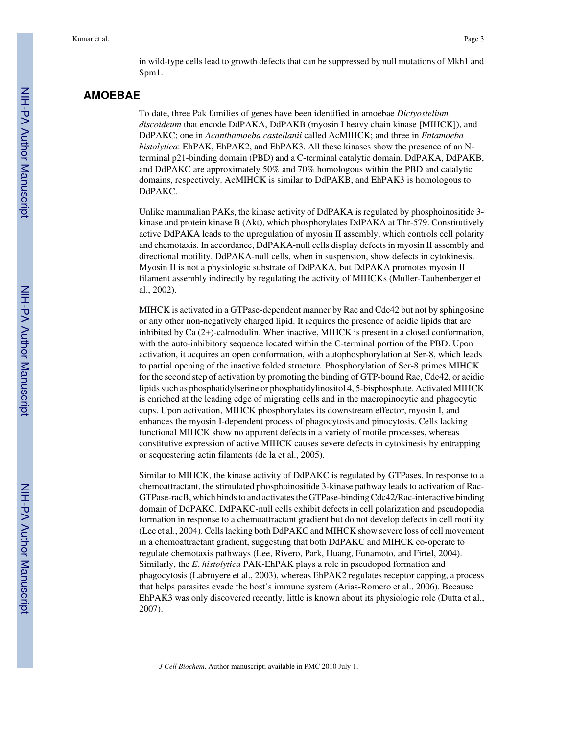in wild-type cells lead to growth defects that can be suppressed by null mutations of Mkh1 and Spm1.

## AMOEBAE

To date, three Pak families of genes have been identified in amoebae *Dictyostelium discoideum* that encode DdPAKA, DdPAKB (myosin I heavy chain kinase [MIHCK]), and DdPAKC; one in *Acanthamoeba castellanii* called AcMIHCK; and three in *Entamoeba histolytica*: EhPAK, EhPAK2, and EhPAK3. All these kinases show the presence of an N-terminal p21-binding domain (PBD) and a C-terminal catalytic domain. DdPAKA, DdPAKB, and DdPAKC are approximately 50% and 70% homologous within the PBD and catalytic domains, respectively. AcMIHCK is similar to DdPAKB, and EhPAK3 is homologous to DdPAKC.

Unlike mammalian PAKs, the kinase activity of DdPAKA is regulated by phosphoinositide 3-kinase and protein kinase B (Akt), which phosphorylates DdPAKA at Thr-579. Constitutively active DdPAKA leads to the upregulation of myosin II assembly, which controls cell polarity and chemotaxis. In accordance, DdPAKA-null cells display defects in myosin II assembly and directional motility. DdPAKA-null cells, when in suspension, show defects in cytokinesis. Myosin II is not a physiologic substrate of DdPAKA, but DdPAKA promotes myosin II filament assembly indirectly by regulating the activity of MIHCKs (Muller-Taubenberger et al., 2002).

MIHCK is activated in a GTPase-dependent manner by Rac and Cdc42 but not by sphingosine or any other non-negatively charged lipid. It requires the presence of acidic lipids that are inhibited by Ca (2+)-calmodulin. When inactive, MIHCK is present in a closed conformation, with the auto-inhibitory sequence located within the C-terminal portion of the PBD. Upon activation, it acquires an open conformation, with autophosphorylation at Ser-8, which leads to partial opening of the inactive folded structure. Phosphorylation of Ser-8 primes MIHCK for the second step of activation by promoting the binding of GTP-bound Rac, Cdc42, or acidic lipids such as phosphatidylserine or phosphatidylinositol 4, 5-bisphosphate. Activated MIHCK is enriched at the leading edge of migrating cells and in the macropinocytic and phagocytic cups. Upon activation, MIHCK phosphorylates its downstream effector, myosin I, and enhances the myosin I-dependent process of phagocytosis and pinocytosis. Cells lacking functional MIHCK show no apparent defects in a variety of motile processes, whereas constitutive expression of active MIHCK causes severe defects in cytokinesis by entrapping or sequestering actin filaments (de la et al., 2005).

Similar to MIHCK, the kinase activity of DdPAKC is regulated by GTPases. In response to a chemoattractant, the stimulated phosphoinositide 3-kinase pathway leads to activation of Rac-GTPase-racB, which binds to and activates the GTPase-binding Cdc42/Rac-interactive binding domain of DdPAKC. DdPAKC-null cells exhibit defects in cell polarization and pseudopodia formation in response to a chemoattractant gradient but do not develop defects in cell motility (Lee et al., 2004). Cells lacking both DdPAKC and MIHCK show severe loss of cell movement in a chemoattractant gradient, suggesting that both DdPAKC and MIHCK co-operate to regulate chemotaxis pathways (Lee, Rivero, Park, Huang, Funamoto, and Firtel, 2004). Similarly, the *E. histolytica* PAK-EhPAK plays a role in pseudopod formation and phagocytosis (Labruyere et al., 2003), whereas EhPAK2 regulates receptor capping, a process that helps parasites evade the host's immune system (Arias-Romero et al., 2006). Because EhPAK3 was only discovered recently, little is known about its physiologic role (Dutta et al., 2007).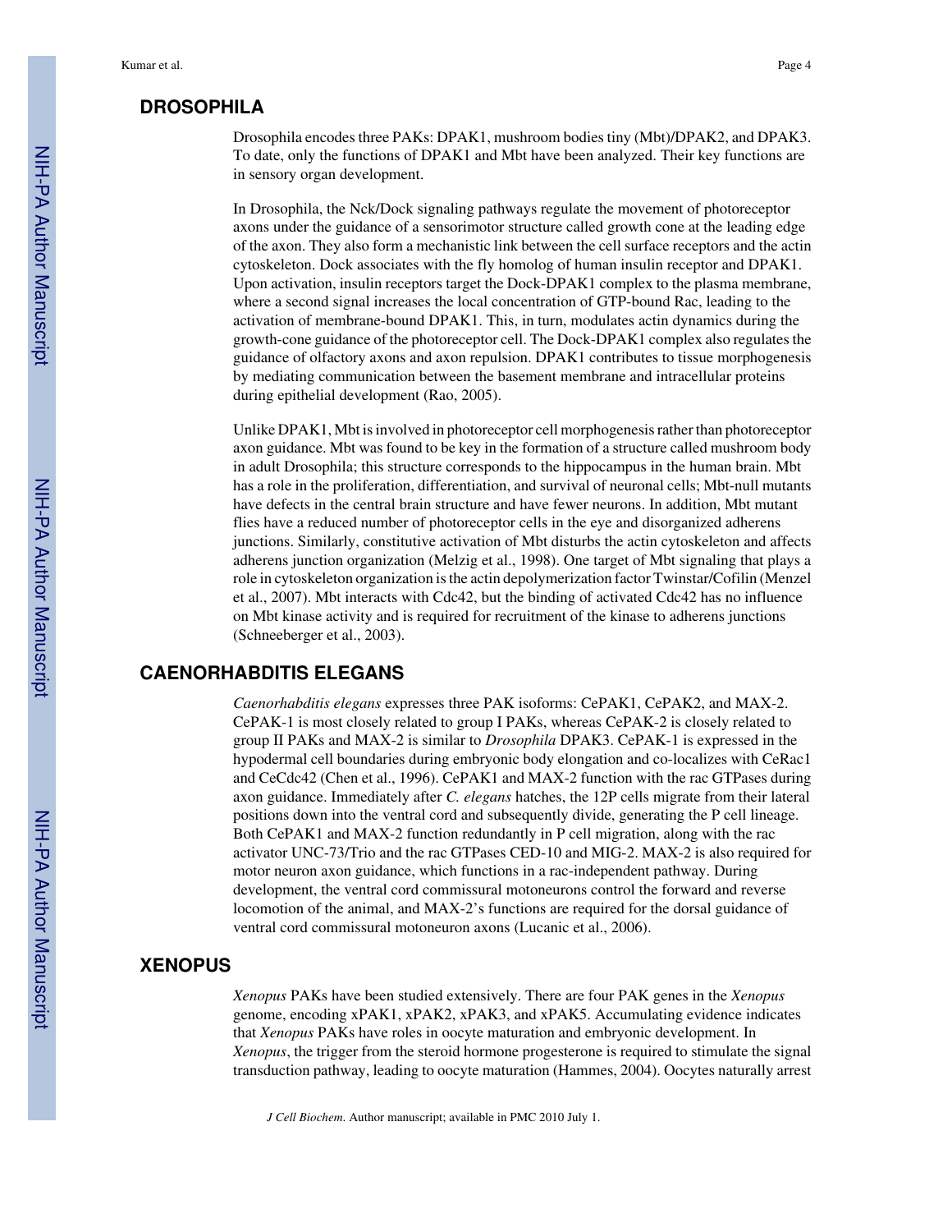## DROSOPHILA

Drosophila encodes three PAKs: DPAK1, mushroom bodies tiny (Mbt)/DPAK2, and DPAK3. To date, only the functions of DPAK1 and Mbt have been analyzed. Their key functions are in sensory organ development.

In Drosophila, the Nck/Dock signaling pathways regulate the movement of photoreceptor axons under the guidance of a sensorimotor structure called growth cone at the leading edge of the axon. They also form a mechanistic link between the cell surface receptors and the actin cytoskeleton. Dock associates with the fly homolog of human insulin receptor and DPAK1. Upon activation, insulin receptors target the Dock-DPAK1 complex to the plasma membrane, where a second signal increases the local concentration of GTP-bound Rac, leading to the activation of membrane-bound DPAK1. This, in turn, modulates actin dynamics during the growth-cone guidance of the photoreceptor cell. The Dock-DPAK1 complex also regulates the guidance of olfactory axons and axon repulsion. DPAK1 contributes to tissue morphogenesis by mediating communication between the basement membrane and intracellular proteins during epithelial development (Rao, 2005).

Unlike DPAK1, Mbt is involved in photoreceptor cell morphogenesis rather than photoreceptor axon guidance. Mbt was found to be key in the formation of a structure called mushroom body in adult Drosophila; this structure corresponds to the hippocampus in the human brain. Mbt has a role in the proliferation, differentiation, and survival of neuronal cells; Mbt-null mutants have defects in the central brain structure and have fewer neurons. In addition, Mbt mutant flies have a reduced number of photoreceptor cells in the eye and disorganized adherens junctions. Similarly, constitutive activation of Mbt disturbs the actin cytoskeleton and affects adherens junction organization (Melzig et al., 1998). One target of Mbt signaling that plays a role in cytoskeleton organization is the actin depolymerization factor Twinstar/Cofilin (Menzel et al., 2007). Mbt interacts with Cdc42, but the binding of activated Cdc42 has no influence on Mbt kinase activity and is required for recruitment of the kinase to adherens junctions (Schneeberger et al., 2003).

## CAENORHABDITIS ELEGANS

*Caenorhabditis elegans* expresses three PAK isoforms: CePAK1, CePAK2, and MAX-2. CePAK-1 is most closely related to group I PAKs, whereas CePAK-2 is closely related to group II PAKs and MAX-2 is similar to *Drosophila* DPAK3. CePAK-1 is expressed in the hypodermal cell boundaries during embryonic body elongation and co-localizes with CeRac1 and CeCdc42 (Chen et al., 1996). CePAK1 and MAX-2 function with the rac GTPases during axon guidance. Immediately after *C. elegans* hatches, the 12P cells migrate from their lateral positions down into the ventral cord and subsequently divide, generating the P cell lineage. Both CePAK1 and MAX-2 function redundantly in P cell migration, along with the rac activator UNC-73/Trio and the rac GTPases CED-10 and MIG-2. MAX-2 is also required for motor neuron axon guidance, which functions in a rac-independent pathway. During development, the ventral cord commissural motoneurons control the forward and reverse locomotion of the animal, and MAX-2's functions are required for the dorsal guidance of ventral cord commissural motoneuron axons (Lucanic et al., 2006).

## XENOPUS

*Xenopus* PAKs have been studied extensively. There are four PAK genes in the *Xenopus* genome, encoding xPAK1, xPAK2, xPAK3, and xPAK5. Accumulating evidence indicates that *Xenopus* PAKs have roles in oocyte maturation and embryonic development. In *Xenopus*, the trigger from the steroid hormone progesterone is required to stimulate the signal transduction pathway, leading to oocyte maturation (Hammes, 2004). Oocytes naturally arrest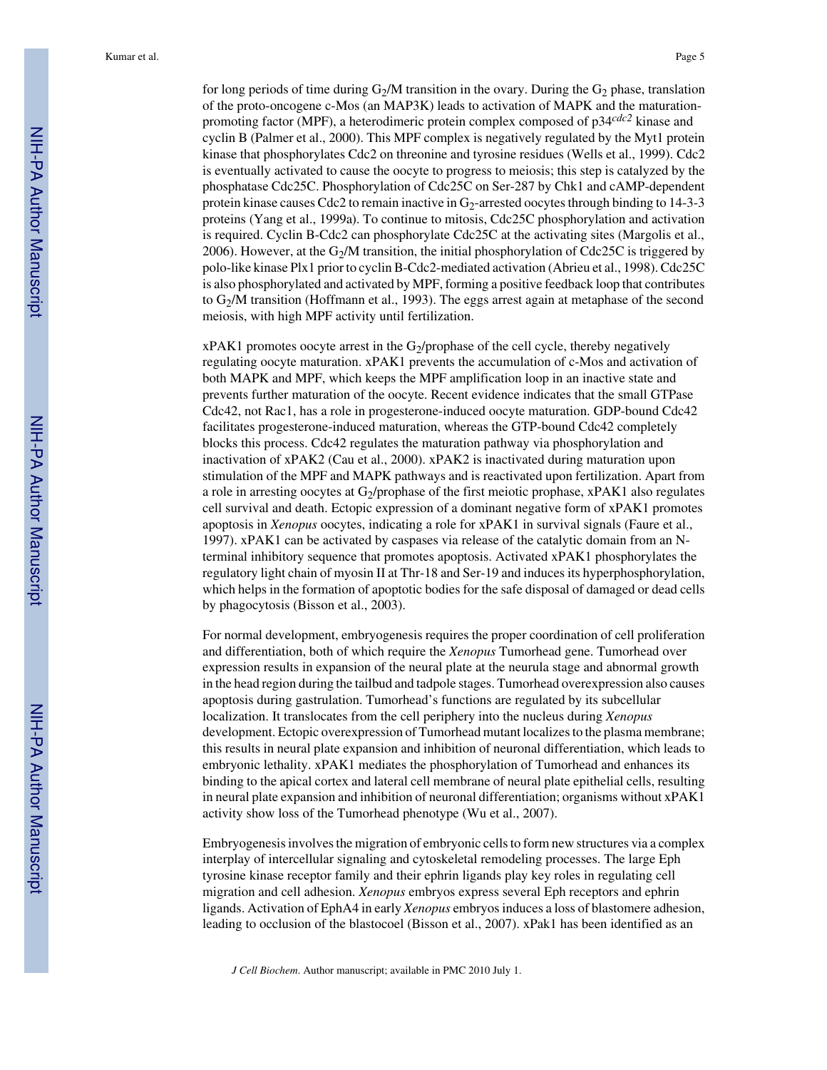for long periods of time during $G_2$/M transition in the ovary. During the $G_2$ phase, translation of the proto-oncogene c-Mos (an MAP3K) leads to activation of MAPK and the maturation-promoting factor (MPF), a heterodimeric protein complex composed of p34*cdc2* kinase and cyclin B (Palmer et al., 2000). This MPF complex is negatively regulated by the Myt1 protein kinase that phosphorylates Cdc2 on threonine and tyrosine residues (Wells et al., 1999). Cdc2 is eventually activated to cause the oocyte to progress to meiosis; this step is catalyzed by the phosphatase Cdc25C. Phosphorylation of Cdc25C on Ser-287 by Chk1 and cAMP-dependent protein kinase causes Cdc2 to remain inactive in $G_2$-arrested oocytes through binding to 14-3-3 proteins (Yang et al., 1999a). To continue to mitosis, Cdc25C phosphorylation and activation is required. Cyclin B-Cdc2 can phosphorylate Cdc25C at the activating sites (Margolis et al., 2006). However, at the $G_2$/M transition, the initial phosphorylation of Cdc25C is triggered by polo-like kinase Plx1 prior to cyclin B-Cdc2-mediated activation (Abrieu et al., 1998). Cdc25C is also phosphorylated and activated by MPF, forming a positive feedback loop that contributes to $G_2$/M transition (Hoffmann et al., 1993). The eggs arrest again at metaphase of the second meiosis, with high MPF activity until fertilization.

xPAK1 promotes oocyte arrest in the $G_2$/prophase of the cell cycle, thereby negatively regulating oocyte maturation. xPAK1 prevents the accumulation of c-Mos and activation of both MAPK and MPF, which keeps the MPF amplification loop in an inactive state and prevents further maturation of the oocyte. Recent evidence indicates that the small GTPase Cdc42, not Rac1, has a role in progesterone-induced oocyte maturation. GDP-bound Cdc42 facilitates progesterone-induced maturation, whereas the GTP-bound Cdc42 completely blocks this process. Cdc42 regulates the maturation pathway via phosphorylation and inactivation of xPAK2 (Cau et al., 2000). xPAK2 is inactivated during maturation upon stimulation of the MPF and MAPK pathways and is reactivated upon fertilization. Apart from a role in arresting oocytes at $G_2$/prophase of the first meiotic prophase, xPAK1 also regulates cell survival and death. Ectopic expression of a dominant negative form of xPAK1 promotes apoptosis in *Xenopus* oocytes, indicating a role for xPAK1 in survival signals (Faure et al., 1997). xPAK1 can be activated by caspases via release of the catalytic domain from an N-terminal inhibitory sequence that promotes apoptosis. Activated xPAK1 phosphorylates the regulatory light chain of myosin II at Thr-18 and Ser-19 and induces its hyperphosphorylation, which helps in the formation of apoptotic bodies for the safe disposal of damaged or dead cells by phagocytosis (Bisson et al., 2003).

For normal development, embryogenesis requires the proper coordination of cell proliferation and differentiation, both of which require the *Xenopus* Tumorhead gene. Tumorhead over expression results in expansion of the neural plate at the neurula stage and abnormal growth in the head region during the tailbud and tadpole stages. Tumorhead overexpression also causes apoptosis during gastrulation. Tumorhead's functions are regulated by its subcellular localization. It translocates from the cell periphery into the nucleus during *Xenopus* development. Ectopic overexpression of Tumorhead mutant localizes to the plasma membrane; this results in neural plate expansion and inhibition of neuronal differentiation, which leads to embryonic lethality. xPAK1 mediates the phosphorylation of Tumorhead and enhances its binding to the apical cortex and lateral cell membrane of neural plate epithelial cells, resulting in neural plate expansion and inhibition of neuronal differentiation; organisms without xPAK1 activity show loss of the Tumorhead phenotype (Wu et al., 2007).

Embryogenesis involves the migration of embryonic cells to form new structures via a complex interplay of intercellular signaling and cytoskeletal remodeling processes. The large Eph tyrosine kinase receptor family and their ephrin ligands play key roles in regulating cell migration and cell adhesion. *Xenopus* embryos express several Eph receptors and ephrin ligands. Activation of EphA4 in early *Xenopus* embryos induces a loss of blastomere adhesion, leading to occlusion of the blastocoel (Bisson et al., 2007). xPak1 has been identified as an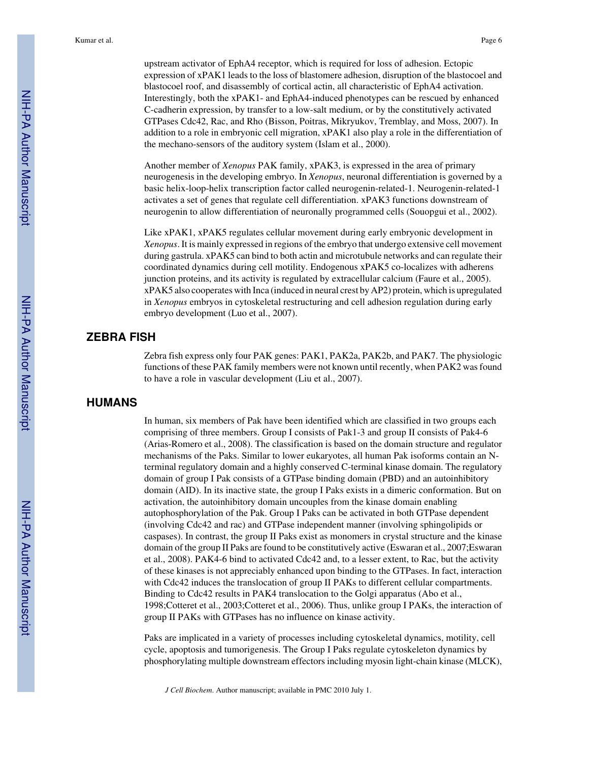upstream activator of EphA4 receptor, which is required for loss of adhesion. Ectopic expression of xPAK1 leads to the loss of blastomere adhesion, disruption of the blastocoel and blastocoel roof, and disassembly of cortical actin, all characteristic of EphA4 activation. Interestingly, both the xPAK1- and EphA4-induced phenotypes can be rescued by enhanced C-cadherin expression, by transfer to a low-salt medium, or by the constitutively activated GTPases Cdc42, Rac, and Rho (Bisson, Poitras, Mikryukov, Tremblay, and Moss, 2007). In addition to a role in embryonic cell migration, xPAK1 also play a role in the differentiation of the mechano-sensors of the auditory system (Islam et al., 2000).

Another member of *Xenopus* PAK family, xPAK3, is expressed in the area of primary neurogenesis in the developing embryo. In *Xenopus*, neuronal differentiation is governed by a basic helix-loop-helix transcription factor called neurogenin-related-1. Neurogenin-related-1 activates a set of genes that regulate cell differentiation. xPAK3 functions downstream of neurogenin to allow differentiation of neuronally programmed cells (Souopgui et al., 2002).

Like xPAK1, xPAK5 regulates cellular movement during early embryonic development in *Xenopus*. It is mainly expressed in regions of the embryo that undergo extensive cell movement during gastrula. xPAK5 can bind to both actin and microtubule networks and can regulate their coordinated dynamics during cell motility. Endogenous xPAK5 co-localizes with adherens junction proteins, and its activity is regulated by extracellular calcium (Faure et al., 2005). xPAK5 also cooperates with Inca (induced in neural crest by AP2) protein, which is upregulated in *Xenopus* embryos in cytoskeletal restructuring and cell adhesion regulation during early embryo development (Luo et al., 2007).

## ZEBRA FISH

Zebra fish express only four PAK genes: PAK1, PAK2a, PAK2b, and PAK7. The physiologic functions of these PAK family members were not known until recently, when PAK2 was found to have a role in vascular development (Liu et al., 2007).

## HUMANS

In human, six members of Pak have been identified which are classified in two groups each comprising of three members. Group I consists of Pak1-3 and group II consists of Pak4-6 (Arias-Romero et al., 2008). The classification is based on the domain structure and regulator mechanisms of the Paks. Similar to lower eukaryotes, all human Pak isoforms contain an N-terminal regulatory domain and a highly conserved C-terminal kinase domain. The regulatory domain of group I Pak consists of a GTPase binding domain (PBD) and an autoinhibitory domain (AID). In its inactive state, the group I Paks exists in a dimeric conformation. But on activation, the autoinhibitory domain uncouples from the kinase domain enabling autophosphorylation of the Pak. Group I Paks can be activated in both GTPase dependent (involving Cdc42 and rac) and GTPase independent manner (involving sphingolipids or caspases). In contrast, the group II Paks exist as monomers in crystal structure and the kinase domain of the group II Paks are found to be constitutively active (Eswaran et al., 2007;Eswaran et al., 2008). PAK4-6 bind to activated Cdc42 and, to a lesser extent, to Rac, but the activity of these kinases is not appreciably enhanced upon binding to the GTPases. In fact, interaction with Cdc42 induces the translocation of group II PAKs to different cellular compartments. Binding to Cdc42 results in PAK4 translocation to the Golgi apparatus (Abo et al., 1998;Cotteret et al., 2003;Cotteret et al., 2006). Thus, unlike group I PAKs, the interaction of group II PAKs with GTPases has no influence on kinase activity.

Paks are implicated in a variety of processes including cytoskeletal dynamics, motility, cell cycle, apoptosis and tumorigenesis. The Group I Paks regulate cytoskeleton dynamics by phosphorylating multiple downstream effectors including myosin light-chain kinase (MLCK),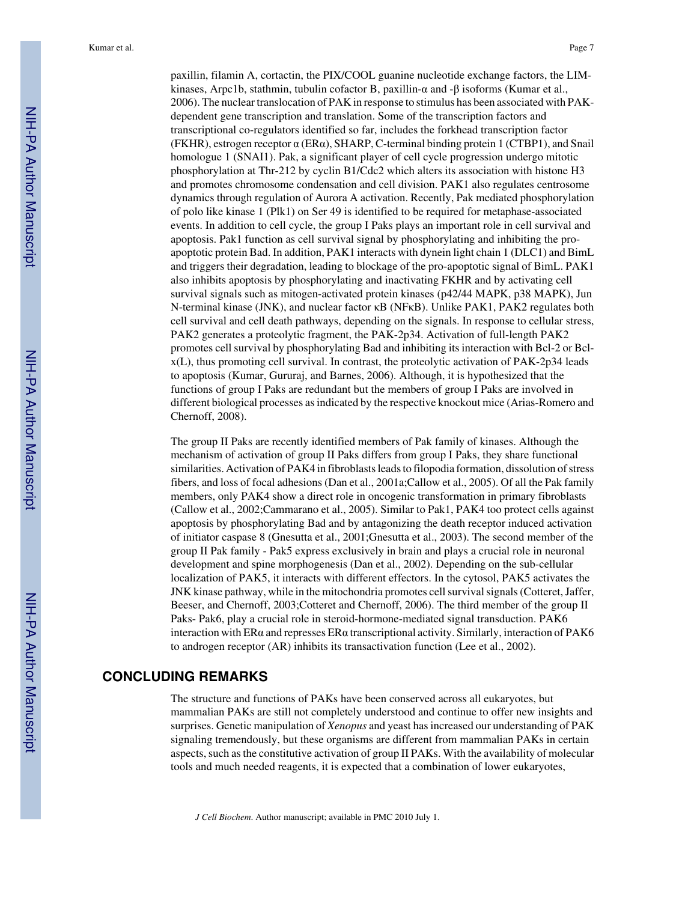paxillin, filamin A, cortactin, the PIX/COOL guanine nucleotide exchange factors, the LIM-kinases, Arpc1b, stathmin, tubulin cofactor B, paxillin-α and -β isoforms (Kumar et al., 2006). The nuclear translocation of PAK in response to stimulus has been associated with PAK-dependent gene transcription and translation. Some of the transcription factors and transcriptional co-regulators identified so far, includes the forkhead transcription factor (FKHR), estrogen receptor α (ERα), SHARP, C-terminal binding protein 1 (CTBP1), and Snail homologue 1 (SNAI1). Pak, a significant player of cell cycle progression undergo mitotic phosphorylation at Thr-212 by cyclin B1/Cdc2 which alters its association with histone H3 and promotes chromosome condensation and cell division. PAK1 also regulates centrosome dynamics through regulation of Aurora A activation. Recently, Pak mediated phosphorylation of polo like kinase 1 (Plk1) on Ser 49 is identified to be required for metaphase-associated events. In addition to cell cycle, the group I Paks plays an important role in cell survival and apoptosis. Pak1 function as cell survival signal by phosphorylating and inhibiting the pro-apoptotic protein Bad. In addition, PAK1 interacts with dynein light chain 1 (DLC1) and BimL and triggers their degradation, leading to blockage of the pro-apoptotic signal of BimL. PAK1 also inhibits apoptosis by phosphorylating and inactivating FKHR and by activating cell survival signals such as mitogen-activated protein kinases (p42/44 MAPK, p38 MAPK), Jun N-terminal kinase (JNK), and nuclear factor κB (NFκB). Unlike PAK1, PAK2 regulates both cell survival and cell death pathways, depending on the signals. In response to cellular stress, PAK2 generates a proteolytic fragment, the PAK-2p34. Activation of full-length PAK2 promotes cell survival by phosphorylating Bad and inhibiting its interaction with Bcl-2 or Bcl-x(L), thus promoting cell survival. In contrast, the proteolytic activation of PAK-2p34 leads to apoptosis (Kumar, Gururaj, and Barnes, 2006). Although, it is hypothesized that the functions of group I Paks are redundant but the members of group I Paks are involved in different biological processes as indicated by the respective knockout mice (Arias-Romero and Chernoff, 2008).

The group II Paks are recently identified members of Pak family of kinases. Although the mechanism of activation of group II Paks differs from group I Paks, they share functional similarities. Activation of PAK4 in fibroblasts leads to filopodia formation, dissolution of stress fibers, and loss of focal adhesions (Dan et al., 2001a;Callow et al., 2005). Of all the Pak family members, only PAK4 show a direct role in oncogenic transformation in primary fibroblasts (Callow et al., 2002;Cammarano et al., 2005). Similar to Pak1, PAK4 too protect cells against apoptosis by phosphorylating Bad and by antagonizing the death receptor induced activation of initiator caspase 8 (Gnesutta et al., 2001;Gnesutta et al., 2003). The second member of the group II Pak family - Pak5 express exclusively in brain and plays a crucial role in neuronal development and spine morphogenesis (Dan et al., 2002). Depending on the sub-cellular localization of PAK5, it interacts with different effectors. In the cytosol, PAK5 activates the JNK kinase pathway, while in the mitochondria promotes cell survival signals (Cotteret, Jaffer, Beeser, and Chernoff, 2003;Cotteret and Chernoff, 2006). The third member of the group II Paks- Pak6, play a crucial role in steroid-hormone-mediated signal transduction. PAK6 interaction with ERα and represses ERα transcriptional activity. Similarly, interaction of PAK6 to androgen receptor (AR) inhibits its transactivation function (Lee et al., 2002).

## CONCLUDING REMARKS

The structure and functions of PAKs have been conserved across all eukaryotes, but mammalian PAKs are still not completely understood and continue to offer new insights and surprises. Genetic manipulation of *Xenopus* and yeast has increased our understanding of PAK signaling tremendously, but these organisms are different from mammalian PAKs in certain aspects, such as the constitutive activation of group II PAKs. With the availability of molecular tools and much needed reagents, it is expected that a combination of lower eukaryotes,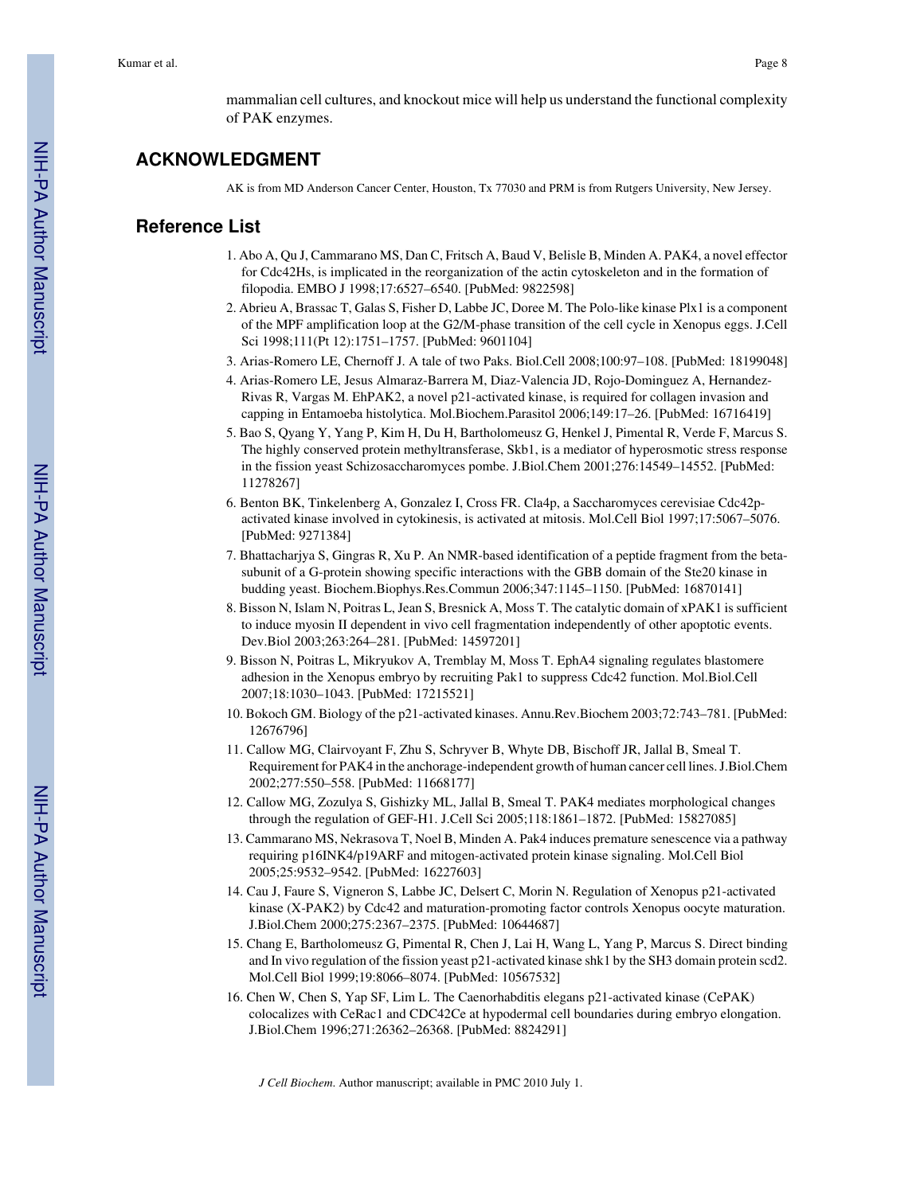mammalian cell cultures, and knockout mice will help us understand the functional complexity of PAK enzymes.

## ACKNOWLEDGMENT

AK is from MD Anderson Cancer Center, Houston, Tx 77030 and PRM is from Rutgers University, New Jersey.

## Reference List

1. Abo A, Qu J, Cammarano MS, Dan C, Fritsch A, Baud V, Belisle B, Minden A. PAK4, a novel effector for Cdc42Hs, is implicated in the reorganization of the actin cytoskeleton and in the formation of filopodia. EMBO J 1998;17:6527–6540. [PubMed: 9822598]
2. Abrieu A, Brassac T, Galas S, Fisher D, Labbe JC, Doree M. The Polo-like kinase Plx1 is a component of the MPF amplification loop at the G2/M-phase transition of the cell cycle in Xenopus eggs. J.Cell Sci 1998;111(Pt 12):1751–1757. [PubMed: 9601104]
3. Arias-Romero LE, Chernoff J. A tale of two Paks. Biol.Cell 2008;100:97–108. [PubMed: 18199048]
4. Arias-Romero LE, Jesus Almaraz-Barrera M, Diaz-Valencia JD, Rojo-Dominguez A, Hernandez-Rivas R, Vargas M. EhPAK2, a novel p21-activated kinase, is required for collagen invasion and capping in Entamoeba histolytica. Mol.Biochem.Parasitol 2006;149:17–26. [PubMed: 16716419]
5. Bao S, Qyang Y, Yang P, Kim H, Du H, Bartholomeusz G, Henkel J, Pimental R, Verde F, Marcus S. The highly conserved protein methyltransferase, Skb1, is a mediator of hyperosmotic stress response in the fission yeast Schizosaccharomyces pombe. J.Biol.Chem 2001;276:14549–14552. [PubMed: 11278267]
6. Benton BK, Tinkelenberg A, Gonzalez I, Cross FR. Cla4p, a Saccharomyces cerevisiae Cdc42p-activated kinase involved in cytokinesis, is activated at mitosis. Mol.Cell Biol 1997;17:5067–5076. [PubMed: 9271384]
7. Bhattacharjya S, Gingras R, Xu P. An NMR-based identification of a peptide fragment from the beta-subunit of a G-protein showing specific interactions with the GBB domain of the Ste20 kinase in budding yeast. Biochem.Biophys.Res.Commun 2006;347:1145–1150. [PubMed: 16870141]
8. Bisson N, Islam N, Poitras L, Jean S, Bresnick A, Moss T. The catalytic domain of xPAK1 is sufficient to induce myosin II dependent in vivo cell fragmentation independently of other apoptotic events. Dev.Biol 2003;263:264–281. [PubMed: 14597201]
9. Bisson N, Poitras L, Mikryukov A, Tremblay M, Moss T. EphA4 signaling regulates blastomere adhesion in the Xenopus embryo by recruiting Pak1 to suppress Cdc42 function. Mol.Biol.Cell 2007;18:1030–1043. [PubMed: 17215521]
10. Bokoch GM. Biology of the p21-activated kinases. Annu.Rev.Biochem 2003;72:743–781. [PubMed: 12676796]
11. Callow MG, Clairvoyant F, Zhu S, Schryver B, Whyte DB, Bischoff JR, Jallal B, Smeal T. Requirement for PAK4 in the anchorage-independent growth of human cancer cell lines. J.Biol.Chem 2002;277:550–558. [PubMed: 11668177]
12. Callow MG, Zozulya S, Gishizky ML, Jallal B, Smeal T. PAK4 mediates morphological changes through the regulation of GEF-H1. J.Cell Sci 2005;118:1861–1872. [PubMed: 15827085]
13. Cammarano MS, Nekrasova T, Noel B, Minden A. Pak4 induces premature senescence via a pathway requiring p16INK4/p19ARF and mitogen-activated protein kinase signaling. Mol.Cell Biol 2005;25:9532–9542. [PubMed: 16227603]
14. Cau J, Faure S, Vigneron S, Labbe JC, Delsert C, Morin N. Regulation of Xenopus p21-activated kinase (X-PAK2) by Cdc42 and maturation-promoting factor controls Xenopus oocyte maturation. J.Biol.Chem 2000;275:2367–2375. [PubMed: 10644687]
15. Chang E, Bartholomeusz G, Pimental R, Chen J, Lai H, Wang L, Yang P, Marcus S. Direct binding and In vivo regulation of the fission yeast p21-activated kinase shk1 by the SH3 domain protein scd2. Mol.Cell Biol 1999;19:8066–8074. [PubMed: 10567532]
16. Chen W, Chen S, Yap SF, Lim L. The Caenorhabditis elegans p21-activated kinase (CePAK) colocalizes with CeRac1 and CDC42Ce at hypodermal cell boundaries during embryo elongation. J.Biol.Chem 1996;271:26362–26368. [PubMed: 8824291]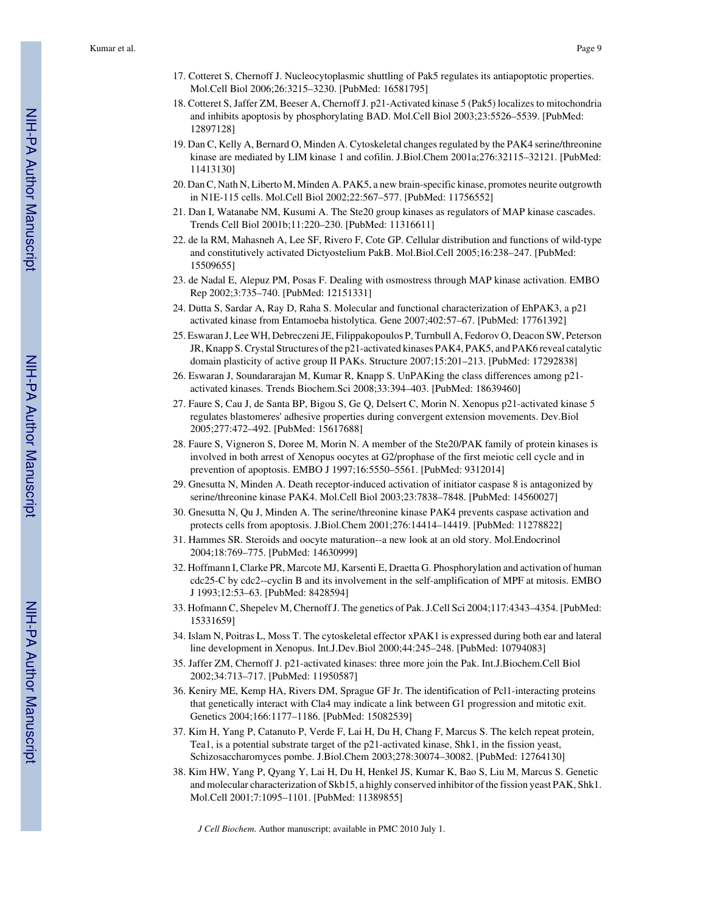17. Cotteret S, Chernoff J. Nucleocytoplasmic shuttling of Pak5 regulates its antiapoptotic properties. Mol.Cell Biol 2006;26:3215–3230. [PubMed: 16581795]
18. Cotteret S, Jaffer ZM, Beeser A, Chernoff J. p21-Activated kinase 5 (Pak5) localizes to mitochondria and inhibits apoptosis by phosphorylating BAD. Mol.Cell Biol 2003;23:5526–5539. [PubMed: 12897128]
19. Dan C, Kelly A, Bernard O, Minden A. Cytoskeletal changes regulated by the PAK4 serine/threonine kinase are mediated by LIM kinase 1 and cofilin. J.Biol.Chem 2001a;276:32115–32121. [PubMed: 11413130]
20. Dan C, Nath N, Liberto M, Minden A. PAK5, a new brain-specific kinase, promotes neurite outgrowth in N1E-115 cells. Mol.Cell Biol 2002;22:567–577. [PubMed: 11756552]
21. Dan I, Watanabe NM, Kusumi A. The Ste20 group kinases as regulators of MAP kinase cascades. Trends Cell Biol 2001b;11:220–230. [PubMed: 11316611]
22. de la RM, Mahasneh A, Lee SF, Rivero F, Cote GP. Cellular distribution and functions of wild-type and constitutively activated Dictyostelium PakB. Mol.Biol.Cell 2005;16:238–247. [PubMed: 15509655]
23. de Nadal E, Alepuz PM, Posas F. Dealing with osmostress through MAP kinase activation. EMBO Rep 2002;3:735–740. [PubMed: 12151331]
24. Dutta S, Sardar A, Ray D, Raha S. Molecular and functional characterization of EhPAK3, a p21 activated kinase from Entamoeba histolytica. Gene 2007;402:57–67. [PubMed: 17761392]
25. Eswaran J, Lee WH, Debreczeni JE, Filippakopoulos P, Turnbull A, Fedorov O, Deacon SW, Peterson JR, Knapp S. Crystal Structures of the p21-activated kinases PAK4, PAK5, and PAK6 reveal catalytic domain plasticity of active group II PAKs. Structure 2007;15:201–213. [PubMed: 17292838]
26. Eswaran J, Soundararajan M, Kumar R, Knapp S. UnPAKing the class differences among p21-activated kinases. Trends Biochem.Sci 2008;33:394–403. [PubMed: 18639460]
27. Faure S, Cau J, de Santa BP, Bigou S, Ge Q, Delsert C, Morin N. Xenopus p21-activated kinase 5 regulates blastomeres' adhesive properties during convergent extension movements. Dev.Biol 2005;277:472–492. [PubMed: 15617688]
28. Faure S, Vigneron S, Doree M, Morin N. A member of the Ste20/PAK family of protein kinases is involved in both arrest of Xenopus oocytes at G2/prophase of the first meiotic cell cycle and in prevention of apoptosis. EMBO J 1997;16:5550–5561. [PubMed: 9312014]
29. Gnesutta N, Minden A. Death receptor-induced activation of initiator caspase 8 is antagonized by serine/threonine kinase PAK4. Mol.Cell Biol 2003;23:7838–7848. [PubMed: 14560027]
30. Gnesutta N, Qu J, Minden A. The serine/threonine kinase PAK4 prevents caspase activation and protects cells from apoptosis. J.Biol.Chem 2001;276:14414–14419. [PubMed: 11278822]
31. Hammes SR. Steroids and oocyte maturation--a new look at an old story. Mol.Endocrinol 2004;18:769–775. [PubMed: 14630999]
32. Hoffmann I, Clarke PR, Marcote MJ, Karsenti E, Draetta G. Phosphorylation and activation of human cdc25-C by cdc2--cyclin B and its involvement in the self-amplification of MPF at mitosis. EMBO J 1993;12:53–63. [PubMed: 8428594]
33. Hofmann C, Shepelev M, Chernoff J. The genetics of Pak. J.Cell Sci 2004;117:4343–4354. [PubMed: 15331659]
34. Islam N, Poitras L, Moss T. The cytoskeletal effector xPAK1 is expressed during both ear and lateral line development in Xenopus. Int.J.Dev.Biol 2000;44:245–248. [PubMed: 10794083]
35. Jaffer ZM, Chernoff J. p21-activated kinases: three more join the Pak. Int.J.Biochem.Cell Biol 2002;34:713–717. [PubMed: 11950587]
36. Keniry ME, Kemp HA, Rivers DM, Sprague GF Jr. The identification of Pcl1-interacting proteins that genetically interact with Cla4 may indicate a link between G1 progression and mitotic exit. Genetics 2004;166:1177–1186. [PubMed: 15082539]
37. Kim H, Yang P, Catanuto P, Verde F, Lai H, Du H, Chang F, Marcus S. The kelch repeat protein, Tea1, is a potential substrate target of the p21-activated kinase, Shk1, in the fission yeast, Schizosaccharomyces pombe. J.Biol.Chem 2003;278:30074–30082. [PubMed: 12764130]
38. Kim HW, Yang P, Qyang Y, Lai H, Du H, Henkel JS, Kumar K, Bao S, Liu M, Marcus S. Genetic and molecular characterization of Skb15, a highly conserved inhibitor of the fission yeast PAK, Shk1. Mol.Cell 2001;7:1095–1101. [PubMed: 11389855]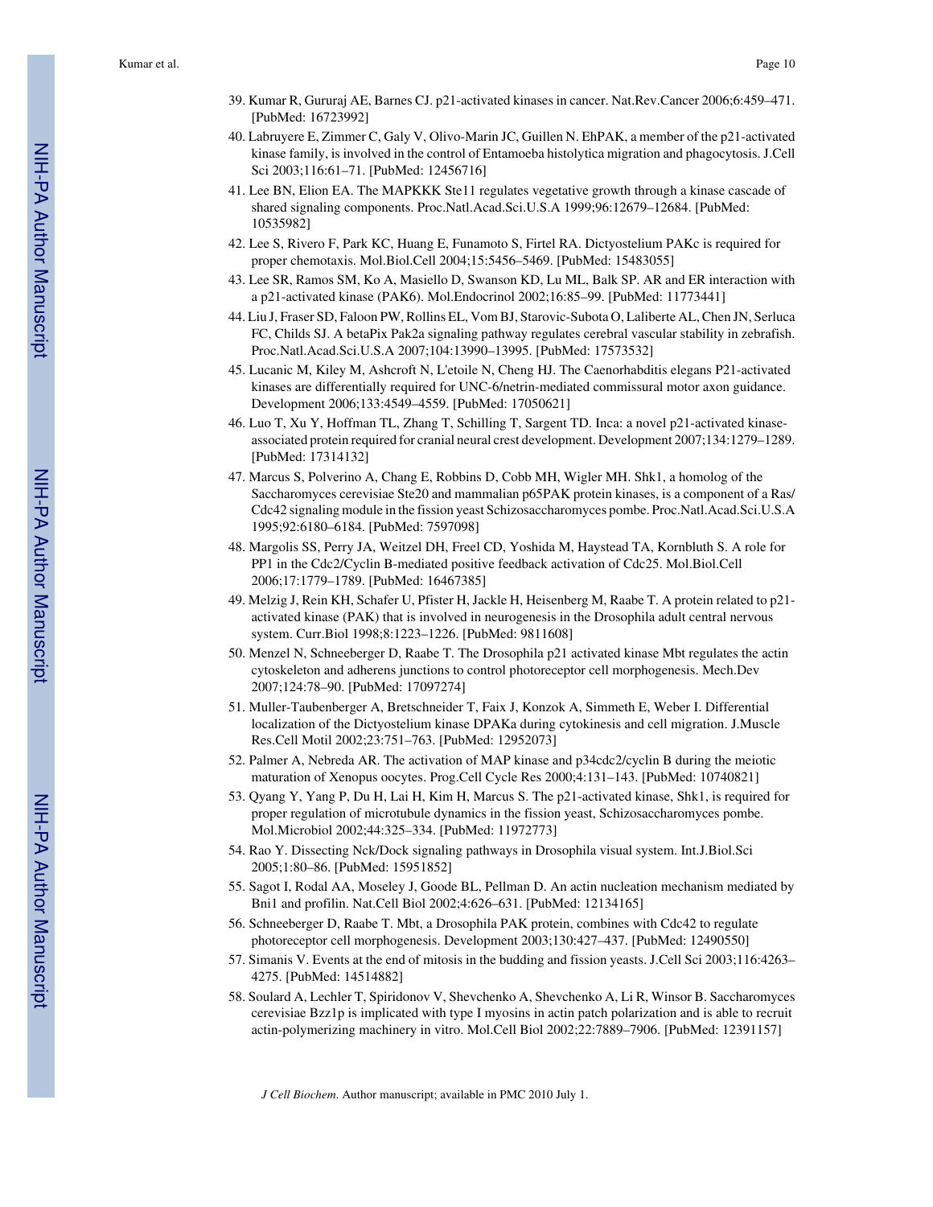39. Kumar R, Gururaj AE, Barnes CJ. p21-activated kinases in cancer. Nat.Rev.Cancer 2006;6:459–471. [PubMed: 16723992]
40. Labruyere E, Zimmer C, Galy V, Olivo-Marin JC, Guillen N. EhPAK, a member of the p21-activated kinase family, is involved in the control of Entamoeba histolytica migration and phagocytosis. J.Cell Sci 2003;116:61–71. [PubMed: 12456716]
41. Lee BN, Elion EA. The MAPKKK Ste11 regulates vegetative growth through a kinase cascade of shared signaling components. Proc.Natl.Acad.Sci.U.S.A 1999;96:12679–12684. [PubMed: 10535982]
42. Lee S, Rivero F, Park KC, Huang E, Funamoto S, Firtel RA. Dictyostelium PAKc is required for proper chemotaxis. Mol.Biol.Cell 2004;15:5456–5469. [PubMed: 15483055]
43. Lee SR, Ramos SM, Ko A, Masiello D, Swanson KD, Lu ML, Balk SP. AR and ER interaction with a p21-activated kinase (PAK6). Mol.Endocrinol 2002;16:85–99. [PubMed: 11773441]
44. Liu J, Fraser SD, Faloon PW, Rollins EL, Vom BJ, Starovic-Subota O, Laliberte AL, Chen JN, Serluca FC, Childs SJ. A betaPix Pak2a signaling pathway regulates cerebral vascular stability in zebrafish. Proc.Natl.Acad.Sci.U.S.A 2007;104:13990–13995. [PubMed: 17573532]
45. Lucanic M, Kiley M, Ashcroft N, L'etoile N, Cheng HJ. The Caenorhabditis elegans P21-activated kinases are differentially required for UNC-6/netrin-mediated commissural motor axon guidance. Development 2006;133:4549–4559. [PubMed: 17050621]
46. Luo T, Xu Y, Hoffman TL, Zhang T, Schilling T, Sargent TD. Inca: a novel p21-activated kinase-associated protein required for cranial neural crest development. Development 2007;134:1279–1289. [PubMed: 17314132]
47. Marcus S, Polverino A, Chang E, Robbins D, Cobb MH, Wigler MH. Shk1, a homolog of the Saccharomyces cerevisiae Ste20 and mammalian p65PAK protein kinases, is a component of a Ras/Cdc42 signaling module in the fission yeast Schizosaccharomyces pombe. Proc.Natl.Acad.Sci.U.S.A 1995;92:6180–6184. [PubMed: 7597098]
48. Margolis SS, Perry JA, Weitzel DH, Freel CD, Yoshida M, Haystead TA, Kornbluth S. A role for PP1 in the Cdc2/Cyclin B-mediated positive feedback activation of Cdc25. Mol.Biol.Cell 2006;17:1779–1789. [PubMed: 16467385]
49. Melzig J, Rein KH, Schafer U, Pfister H, Jackle H, Heisenberg M, Raabe T. A protein related to p21-activated kinase (PAK) that is involved in neurogenesis in the Drosophila adult central nervous system. Curr.Biol 1998;8:1223–1226. [PubMed: 9811608]
50. Menzel N, Schneeberger D, Raabe T. The Drosophila p21 activated kinase Mbt regulates the actin cytoskeleton and adherens junctions to control photoreceptor cell morphogenesis. Mech.Dev 2007;124:78–90. [PubMed: 17097274]
51. Muller-Taubenberger A, Bretschneider T, Faix J, Konzok A, Simmeth E, Weber I. Differential localization of the Dictyostelium kinase DPAKa during cytokinesis and cell migration. J.Muscle Res.Cell Motil 2002;23:751–763. [PubMed: 12952073]
52. Palmer A, Nebreda AR. The activation of MAP kinase and p34cdc2/cyclin B during the meiotic maturation of Xenopus oocytes. Prog.Cell Cycle Res 2000;4:131–143. [PubMed: 10740821]
53. Qyang Y, Yang P, Du H, Lai H, Kim H, Marcus S. The p21-activated kinase, Shk1, is required for proper regulation of microtubule dynamics in the fission yeast, Schizosaccharomyces pombe. Mol.Microbiol 2002;44:325–334. [PubMed: 11972773]
54. Rao Y. Dissecting Nck/Dock signaling pathways in Drosophila visual system. Int.J.Biol.Sci 2005;1:80–86. [PubMed: 15951852]
55. Sagot I, Rodal AA, Moseley J, Goode BL, Pellman D. An actin nucleation mechanism mediated by Bni1 and profilin. Nat.Cell Biol 2002;4:626–631. [PubMed: 12134165]
56. Schneeberger D, Raabe T. Mbt, a Drosophila PAK protein, combines with Cdc42 to regulate photoreceptor cell morphogenesis. Development 2003;130:427–437. [PubMed: 12490550]
57. Simanis V. Events at the end of mitosis in the budding and fission yeasts. J.Cell Sci 2003;116:4263–4275. [PubMed: 14514882]
58. Soulard A, Lechler T, Spiridonov V, Shevchenko A, Shevchenko A, Li R, Winsor B. Saccharomyces cerevisiae Bzz1p is implicated with type I myosins in actin patch polarization and is able to recruit actin-polymerizing machinery in vitro. Mol.Cell Biol 2002;22:7889–7906. [PubMed: 12391157]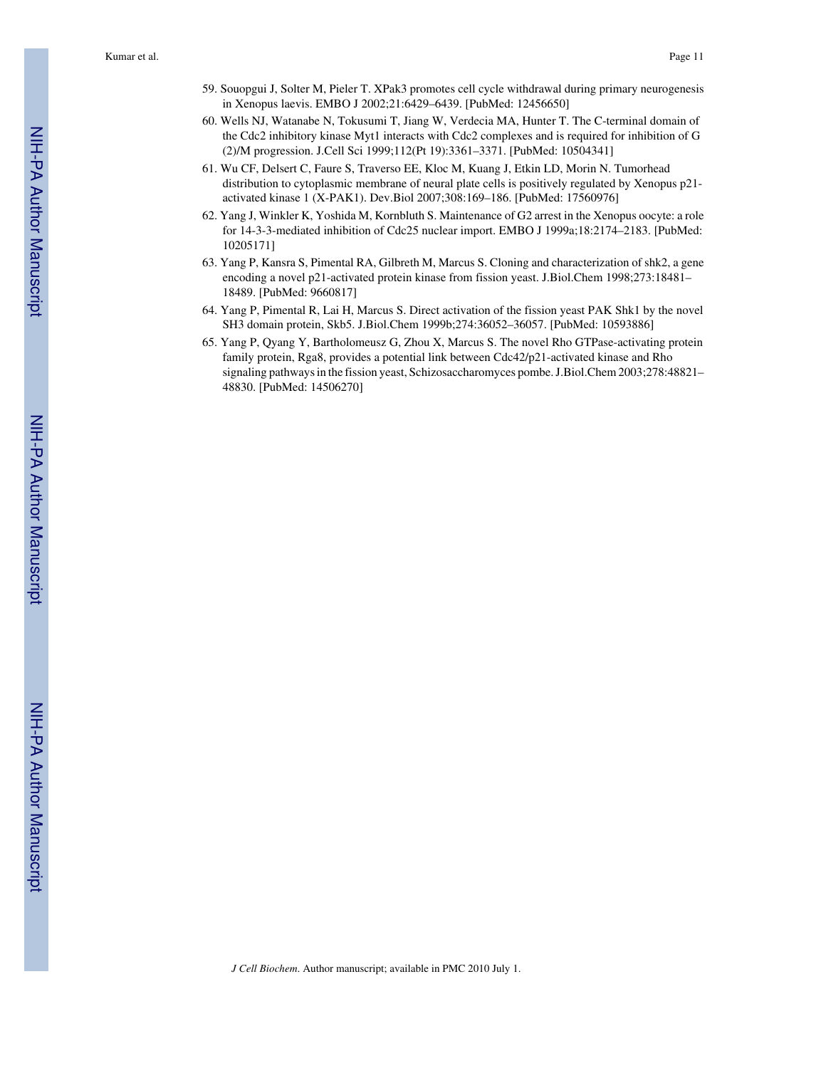59. Souopgui J, Solter M, Pieler T. XPak3 promotes cell cycle withdrawal during primary neurogenesis in Xenopus laevis. EMBO J 2002;21:6429–6439. [PubMed: 12456650]
60. Wells NJ, Watanabe N, Tokusumi T, Jiang W, Verdecia MA, Hunter T. The C-terminal domain of the Cdc2 inhibitory kinase Myt1 interacts with Cdc2 complexes and is required for inhibition of G (2)/M progression. J.Cell Sci 1999;112(Pt 19):3361–3371. [PubMed: 10504341]
61. Wu CF, Delsert C, Faure S, Traverso EE, Kloc M, Kuang J, Etkin LD, Morin N. Tumorhead distribution to cytoplasmic membrane of neural plate cells is positively regulated by Xenopus p21-activated kinase 1 (X-PAK1). Dev.Biol 2007;308:169–186. [PubMed: 17560976]
62. Yang J, Winkler K, Yoshida M, Kornbluth S. Maintenance of G2 arrest in the Xenopus oocyte: a role for 14-3-3-mediated inhibition of Cdc25 nuclear import. EMBO J 1999a;18:2174–2183. [PubMed: 10205171]
63. Yang P, Kansra S, Pimental RA, Gilbreth M, Marcus S. Cloning and characterization of shk2, a gene encoding a novel p21-activated protein kinase from fission yeast. J.Biol.Chem 1998;273:18481–18489. [PubMed: 9660817]
64. Yang P, Pimental R, Lai H, Marcus S. Direct activation of the fission yeast PAK Shk1 by the novel SH3 domain protein, Skb5. J.Biol.Chem 1999b;274:36052–36057. [PubMed: 10593886]
65. Yang P, Qyang Y, Bartholomeusz G, Zhou X, Marcus S. The novel Rho GTPase-activating protein family protein, Rga8, provides a potential link between Cdc42/p21-activated kinase and Rho signaling pathways in the fission yeast, Schizosaccharomyces pombe. J.Biol.Chem 2003;278:48821–48830. [PubMed: 14506270]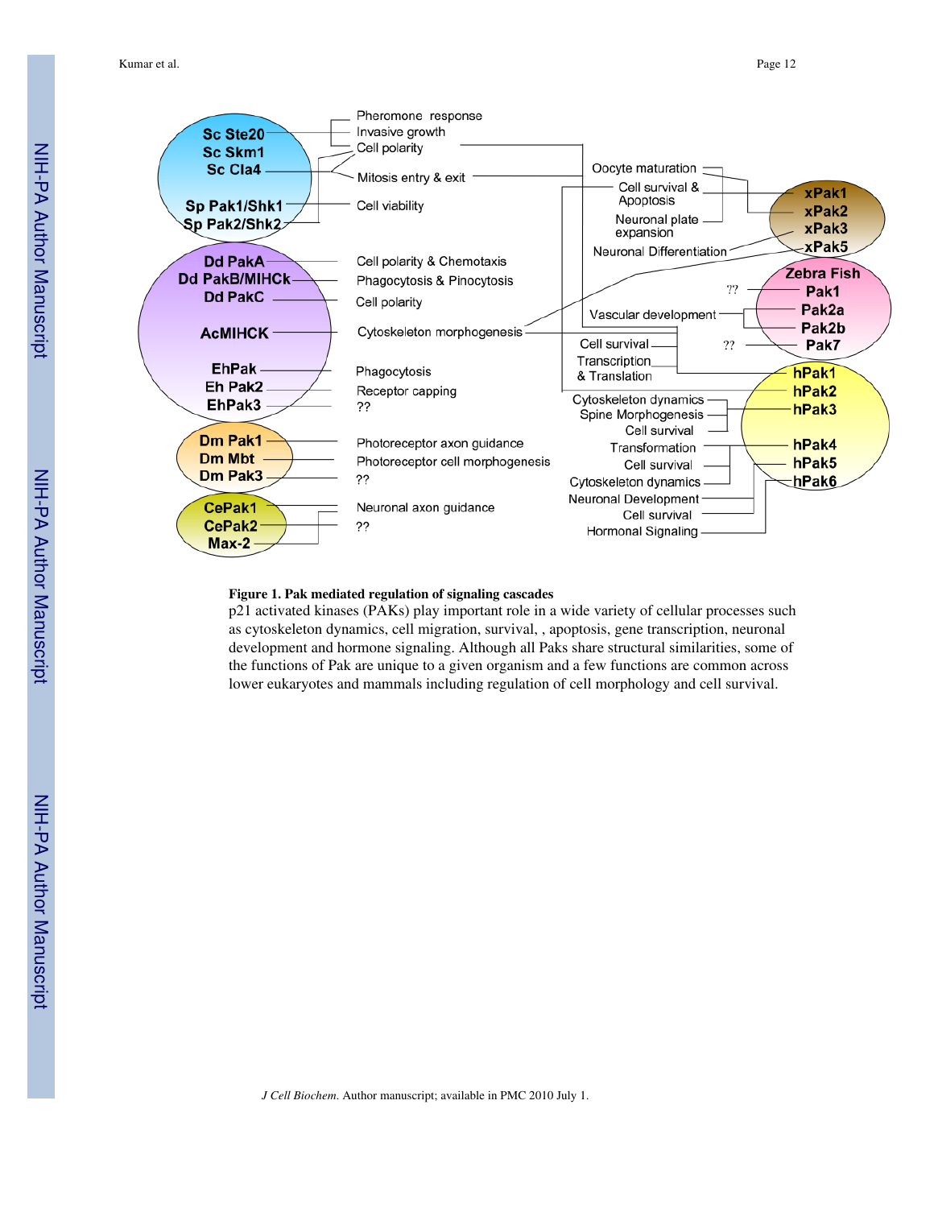Sc Ste20
Sc Skm1
Sc Cla4
Sp Pak1/Shk1
Sp Pak2/Shk2

Pheromone response
Invasive growth
Cell polarity
Mitosis entry & exit
Cell viability

Dd PakA
Dd PakB/MIHCk
Dd PakC
AcMIHCK
EhPak
Eh Pak2
EhPak3

Cell polarity & Chemotaxis
Phagocytosis & Pinocytosis
Cell polarity
Cytoskeleton morphogenesis
Phagocytosis
Receptor capping
??

Dm Pak1
Dm Mbt
Dm Pak3

Photoreceptor axon guidance
Photoreceptor cell morphogenesis
??

CePak1
CePak2
Max-2

Neuronal axon guidance
??

Oocyte maturation
Cell survival & Apoptosis
Neuronal plate expansion
Neuronal Differentiation

xPak1
xPak2
xPak3
xPak5

Zebra Fish
Pak1
Pak2a
Pak2b
Pak7

??
Vascular development
??

Cell survival
Transcription & Translation

hPak1
hPak2
hPak3
hPak4
hPak5
hPak6

Cytoskeleton dynamics
Spine Morphogenesis
Cell survival
Transformation
Cell survival
Cytoskeleton dynamics
Neuronal Development
Cell survival
Hormonal Signaling

**Figure 1. Pak mediated regulation of signaling cascades**

p21 activated kinases (PAKs) play important role in a wide variety of cellular processes such as cytoskeleton dynamics, cell migration, survival, , apoptosis, gene transcription, neuronal development and hormone signaling. Although all Paks share structural similarities, some of the functions of Pak are unique to a given organism and a few functions are common across lower eukaryotes and mammals including regulation of cell morphology and cell survival.